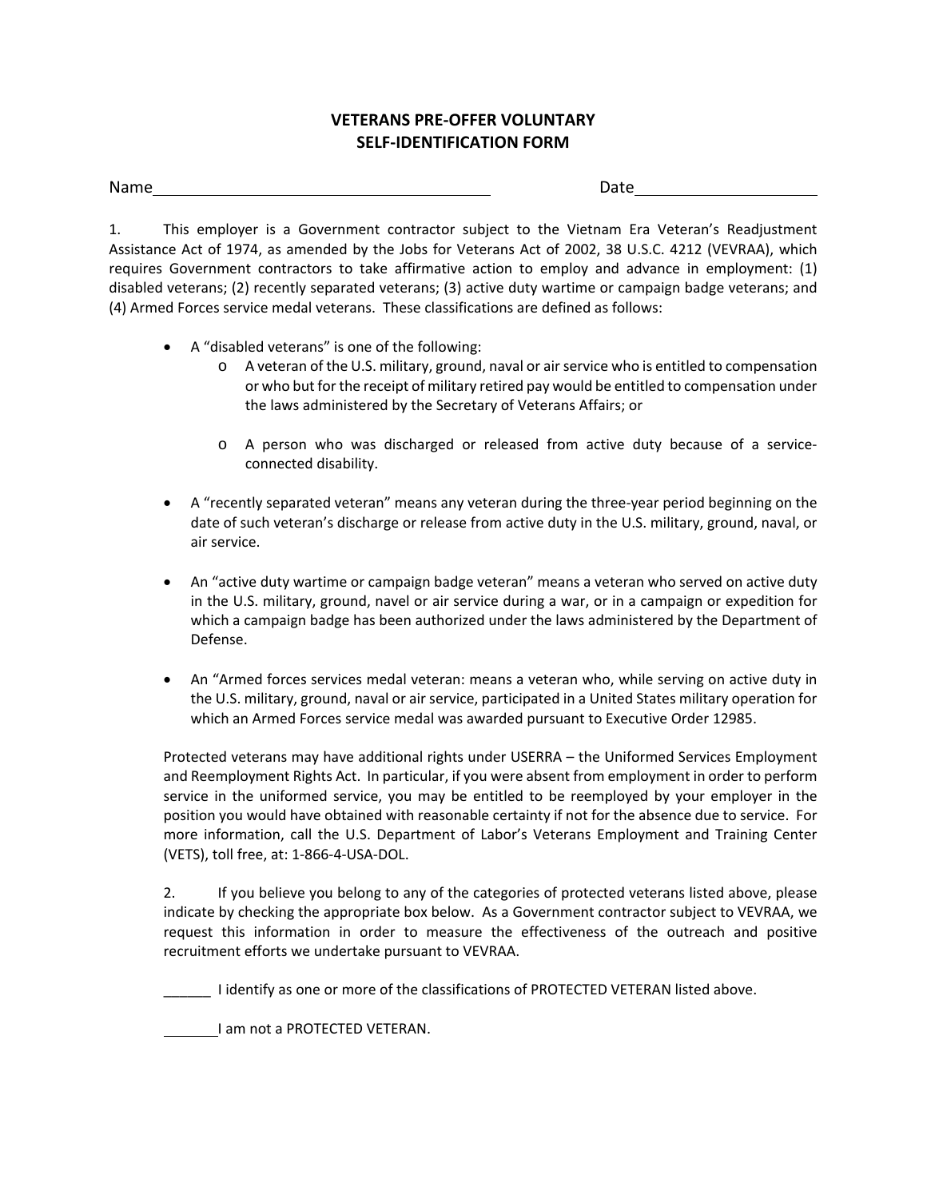# VETERANS PRE-OFFER VOLUNTARY SELF-IDENTIFICATION FORM

Name\_\_\_\_\_\_\_\_\_\_\_\_\_\_\_\_\_\_\_\_\_\_\_\_\_\_\_\_\_\_\_\_\_\_\_\_\_\_ Date\_\_\_\_\_\_\_\_\_\_\_\_\_\_\_\_\_\_\_\_

1. This employer is a Government contractor subject to the Vietnam Era Veteran's Readjustment Assistance Act of 1974, as amended by the Jobs for Veterans Act of 2002, 38 U.S.C. 4212 (VEVRAA), which requires Government contractors to take affirmative action to employ and advance in employment: (1) disabled veterans; (2) recently separated veterans; (3) active duty wartime or campaign badge veterans; and (4) Armed Forces service medal veterans. These classifications are defined as follows:

- A "disabled veterans" is one of the following:
  - A veteran of the U.S. military, ground, naval or air service who is entitled to compensation or who but for the receipt of military retired pay would be entitled to compensation under the laws administered by the Secretary of Veterans Affairs; or
  - A person who was discharged or released from active duty because of a service-connected disability.
- A "recently separated veteran" means any veteran during the three-year period beginning on the date of such veteran's discharge or release from active duty in the U.S. military, ground, naval, or air service.
- An "active duty wartime or campaign badge veteran" means a veteran who served on active duty in the U.S. military, ground, navel or air service during a war, or in a campaign or expedition for which a campaign badge has been authorized under the laws administered by the Department of Defense.
- An "Armed forces services medal veteran: means a veteran who, while serving on active duty in the U.S. military, ground, naval or air service, participated in a United States military operation for which an Armed Forces service medal was awarded pursuant to Executive Order 12985.

Protected veterans may have additional rights under USERRA – the Uniformed Services Employment and Reemployment Rights Act. In particular, if you were absent from employment in order to perform service in the uniformed service, you may be entitled to be reemployed by your employer in the position you would have obtained with reasonable certainty if not for the absence due to service. For more information, call the U.S. Department of Labor's Veterans Employment and Training Center (VETS), toll free, at: 1-866-4-USA-DOL.

2. If you believe you belong to any of the categories of protected veterans listed above, please indicate by checking the appropriate box below. As a Government contractor subject to VEVRAA, we request this information in order to measure the effectiveness of the outreach and positive recruitment efforts we undertake pursuant to VEVRAA.

\_\_\_\_\_\_ I identify as one or more of the classifications of PROTECTED VETERAN listed above.

\_\_\_\_\_\_ I am not a PROTECTED VETERAN.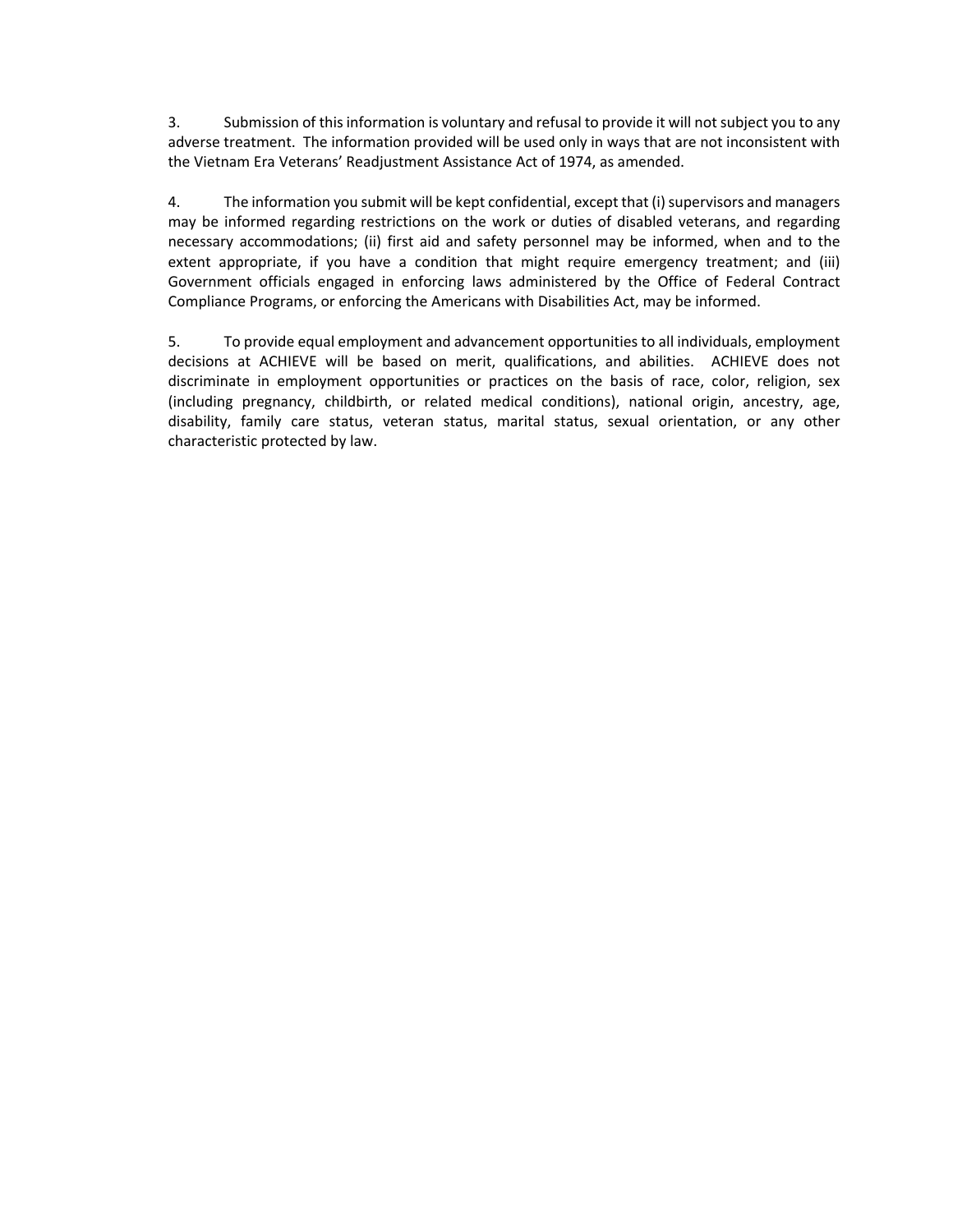3. Submission of this information is voluntary and refusal to provide it will not subject you to any adverse treatment. The information provided will be used only in ways that are not inconsistent with the Vietnam Era Veterans' Readjustment Assistance Act of 1974, as amended.

4. The information you submit will be kept confidential, except that (i) supervisors and managers may be informed regarding restrictions on the work or duties of disabled veterans, and regarding necessary accommodations; (ii) first aid and safety personnel may be informed, when and to the extent appropriate, if you have a condition that might require emergency treatment; and (iii) Government officials engaged in enforcing laws administered by the Office of Federal Contract Compliance Programs, or enforcing the Americans with Disabilities Act, may be informed.

5. To provide equal employment and advancement opportunities to all individuals, employment decisions at ACHIEVE will be based on merit, qualifications, and abilities. ACHIEVE does not discriminate in employment opportunities or practices on the basis of race, color, religion, sex (including pregnancy, childbirth, or related medical conditions), national origin, ancestry, age, disability, family care status, veteran status, marital status, sexual orientation, or any other characteristic protected by law.